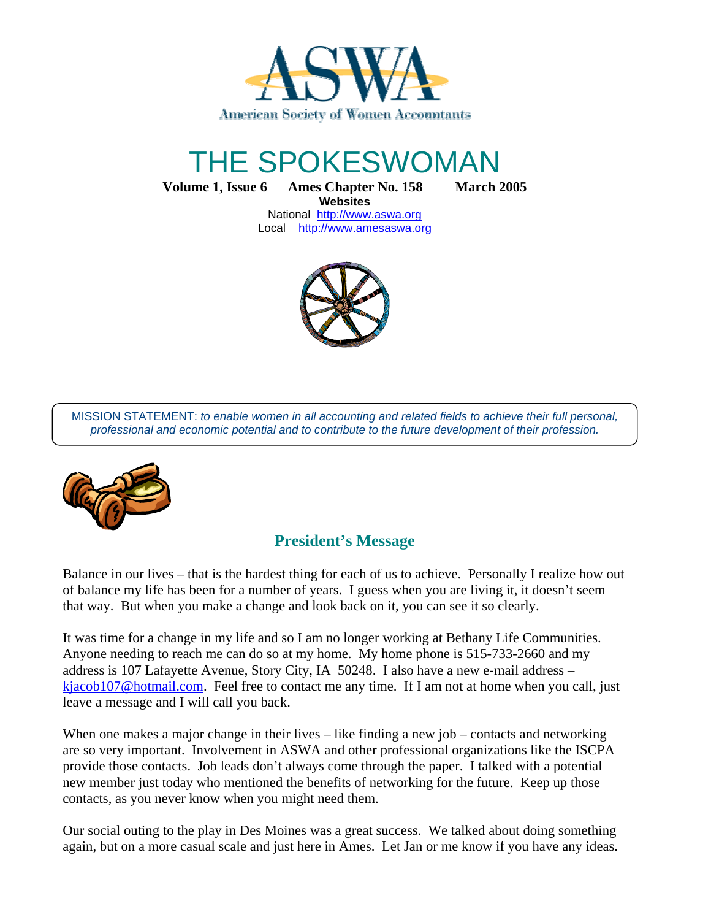ASWA

American Society of Women Accountants

# THE SPOKESWOMAN

**Volume 1, Issue 6 Ames Chapter No. 158 March 2005**

**Websites**

National http://www.aswa.org

Local http://www.amesaswa.org

MISSION STATEMENT: *to enable women in all accounting and related fields to achieve their full personal, professional and economic potential and to contribute to the future development of their profession.*

## President's Message

Balance in our lives – that is the hardest thing for each of us to achieve. Personally I realize how out of balance my life has been for a number of years. I guess when you are living it, it doesn't seem that way. But when you make a change and look back on it, you can see it so clearly.

It was time for a change in my life and so I am no longer working at Bethany Life Communities. Anyone needing to reach me can do so at my home. My home phone is 515-733-2660 and my address is 107 Lafayette Avenue, Story City, IA 50248. I also have a new e-mail address – kjacob107@hotmail.com. Feel free to contact me any time. If I am not at home when you call, just leave a message and I will call you back.

When one makes a major change in their lives – like finding a new job – contacts and networking are so very important. Involvement in ASWA and other professional organizations like the ISCPA provide those contacts. Job leads don't always come through the paper. I talked with a potential new member just today who mentioned the benefits of networking for the future. Keep up those contacts, as you never know when you might need them.

Our social outing to the play in Des Moines was a great success. We talked about doing something again, but on a more casual scale and just here in Ames. Let Jan or me know if you have any ideas.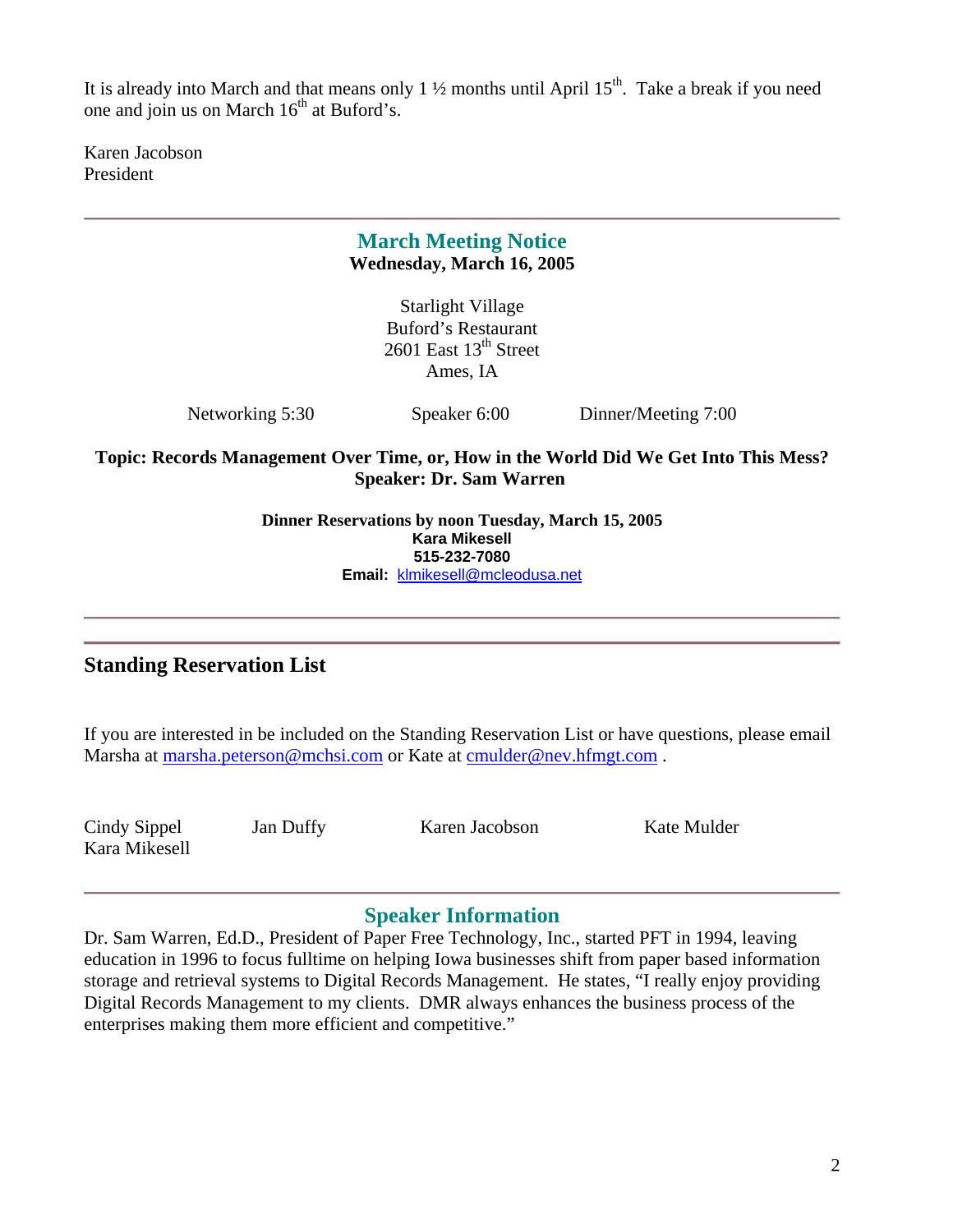It is already into March and that means only 1 ½ months until April 15th. Take a break if you need one and join us on March 16th at Buford's.

Karen Jacobson
President

---

## March Meeting Notice

**Wednesday, March 16, 2005**

Starlight Village
Buford's Restaurant
2601 East 13th Street
Ames, IA

Networking 5:30 | Speaker 6:00 | Dinner/Meeting 7:00

**Topic: Records Management Over Time, or, How in the World Did We Get Into This Mess?**
**Speaker: Dr. Sam Warren**

**Dinner Reservations by noon Tuesday, March 15, 2005**
**Kara Mikesell**
**515-232-7080**
**Email:** klmikesell@mcleodusa.net

---

## Standing Reservation List

If you are interested in be included on the Standing Reservation List or have questions, please email Marsha at marsha.peterson@mchsi.com or Kate at cmulder@nev.hfmgt.com .

Cindy Sippel, Jan Duffy, Karen Jacobson, Kate Mulder, Kara Mikesell

---

## Speaker Information

Dr. Sam Warren, Ed.D., President of Paper Free Technology, Inc., started PFT in 1994, leaving education in 1996 to focus fulltime on helping Iowa businesses shift from paper based information storage and retrieval systems to Digital Records Management. He states, "I really enjoy providing Digital Records Management to my clients. DMR always enhances the business process of the enterprises making them more efficient and competitive."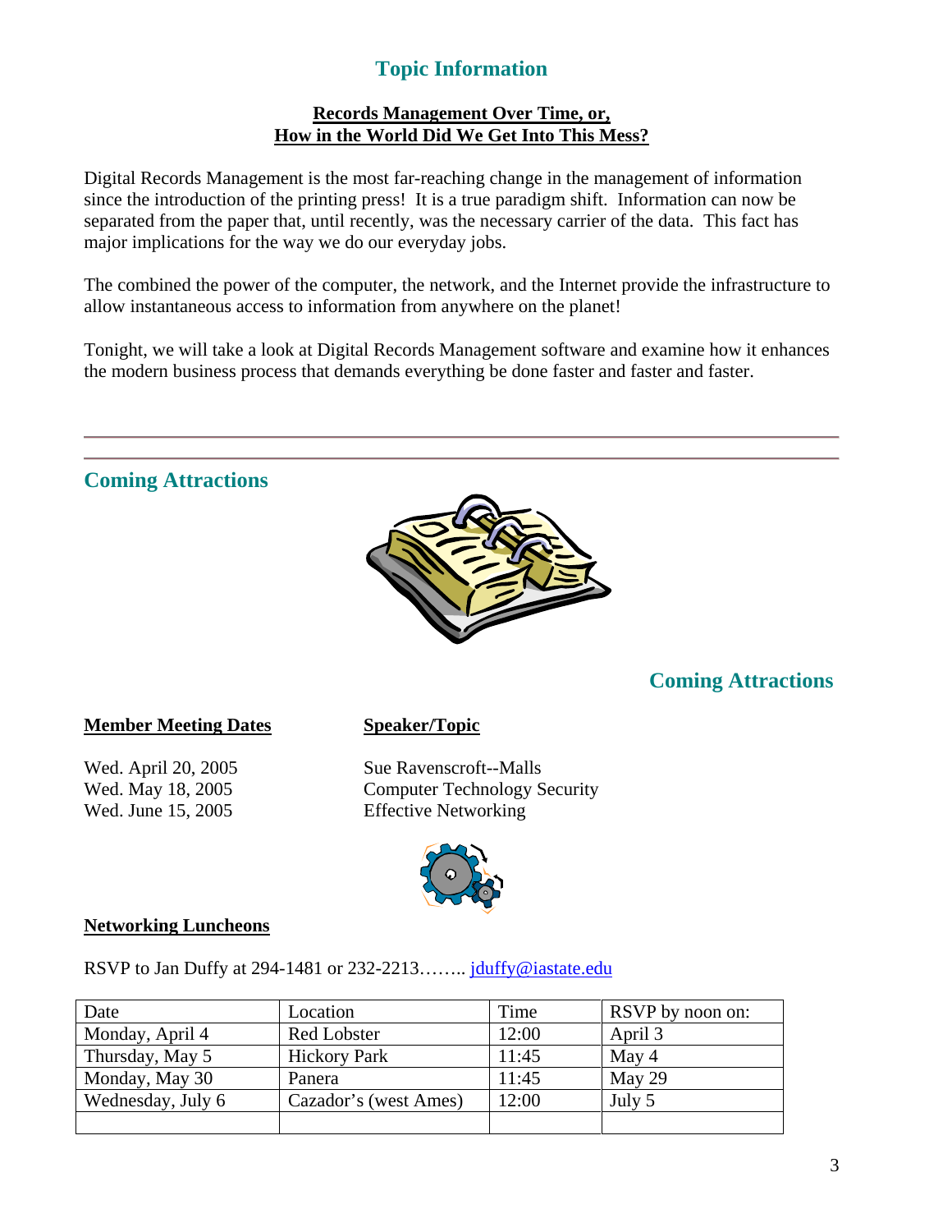## Topic Information

**Records Management Over Time, or,**
**How in the World Did We Get Into This Mess?**

Digital Records Management is the most far-reaching change in the management of information since the introduction of the printing press! It is a true paradigm shift. Information can now be separated from the paper that, until recently, was the necessary carrier of the data. This fact has major implications for the way we do our everyday jobs.

The combined the power of the computer, the network, and the Internet provide the infrastructure to allow instantaneous access to information from anywhere on the planet!

Tonight, we will take a look at Digital Records Management software and examine how it enhances the modern business process that demands everything be done faster and faster and faster.

---

## Coming Attractions

## Coming Attractions

| **Member Meeting Dates** | **Speaker/Topic** |
|---|---|
| Wed. April 20, 2005 | Sue Ravenscroft--Malls |
| Wed. May 18, 2005 | Computer Technology Security |
| Wed. June 15, 2005 | Effective Networking |

**Networking Luncheons**

RSVP to Jan Duffy at 294-1481 or 232-2213…….. jduffy@iastate.edu

| Date | Location | Time | RSVP by noon on: |
|---|---|---|---|
| Monday, April 4 | Red Lobster | 12:00 | April 3 |
| Thursday, May 5 | Hickory Park | 11:45 | May 4 |
| Monday, May 30 | Panera | 11:45 | May 29 |
| Wednesday, July 6 | Cazador's (west Ames) | 12:00 | July 5 |
| | | | |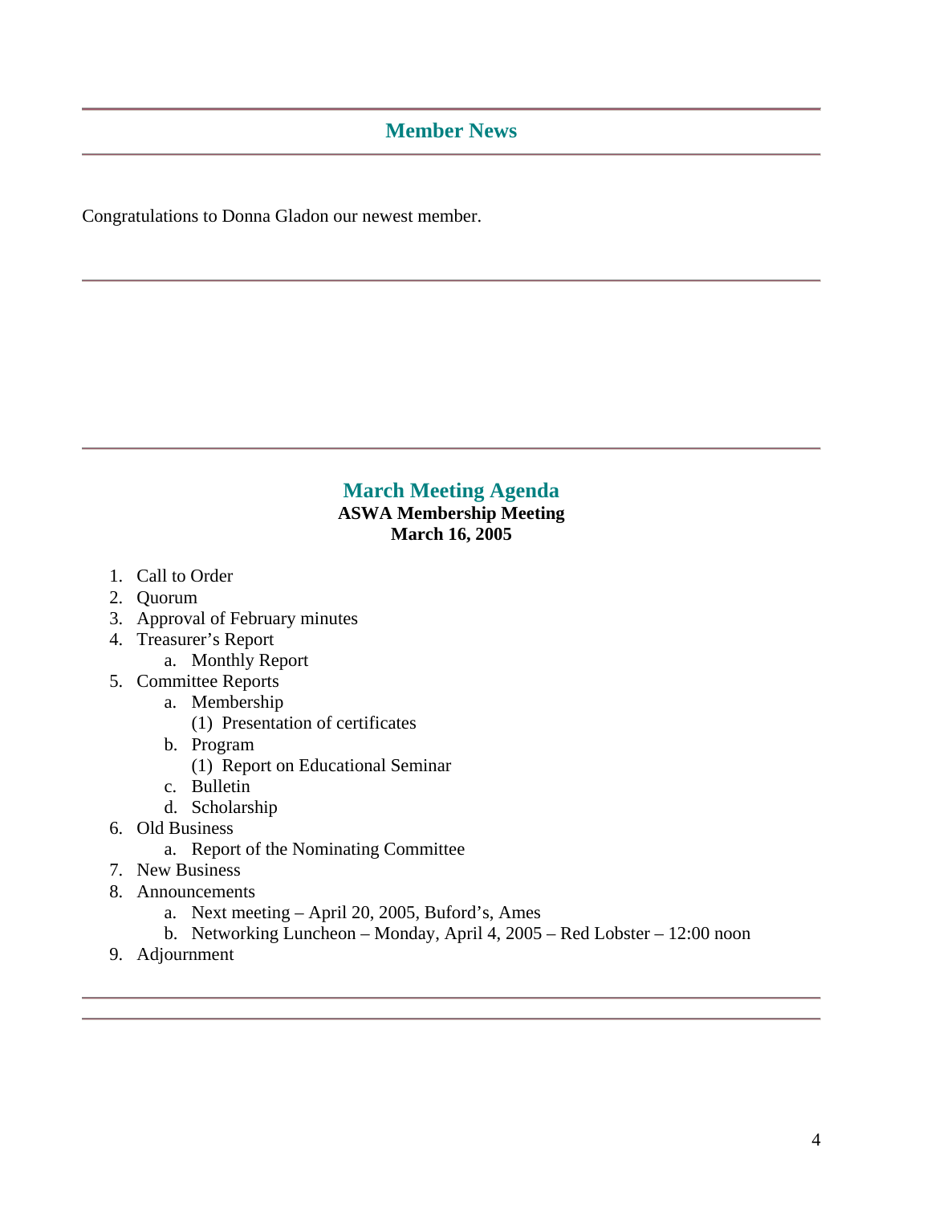## Member News

Congratulations to Donna Gladon our newest member.

## March Meeting Agenda

**ASWA Membership Meeting**
**March 16, 2005**

1. Call to Order
2. Quorum
3. Approval of February minutes
4. Treasurer's Report
   a. Monthly Report
5. Committee Reports
   a. Membership
      (1) Presentation of certificates
   b. Program
      (1) Report on Educational Seminar
   c. Bulletin
   d. Scholarship
6. Old Business
   a. Report of the Nominating Committee
7. New Business
8. Announcements
   a. Next meeting – April 20, 2005, Buford's, Ames
   b. Networking Luncheon – Monday, April 4, 2005 – Red Lobster – 12:00 noon
9. Adjournment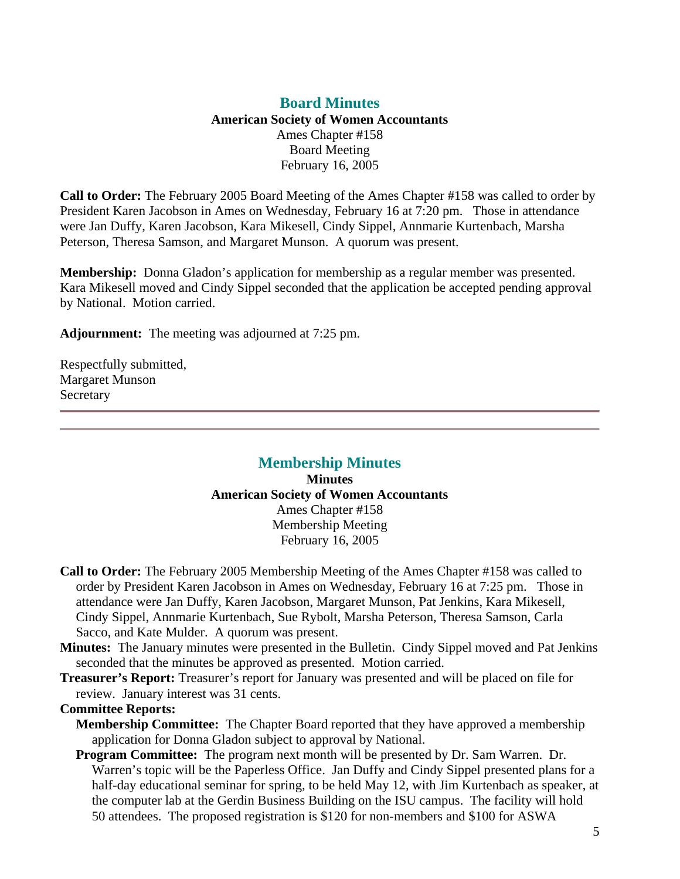## Board Minutes

**American Society of Women Accountants**
Ames Chapter #158
Board Meeting
February 16, 2005

**Call to Order:** The February 2005 Board Meeting of the Ames Chapter #158 was called to order by President Karen Jacobson in Ames on Wednesday, February 16 at 7:20 pm. Those in attendance were Jan Duffy, Karen Jacobson, Kara Mikesell, Cindy Sippel, Annmarie Kurtenbach, Marsha Peterson, Theresa Samson, and Margaret Munson. A quorum was present.

**Membership:** Donna Gladon's application for membership as a regular member was presented. Kara Mikesell moved and Cindy Sippel seconded that the application be accepted pending approval by National. Motion carried.

**Adjournment:** The meeting was adjourned at 7:25 pm.

Respectfully submitted,
Margaret Munson
Secretary

---

## Membership Minutes

**Minutes**
**American Society of Women Accountants**
Ames Chapter #158
Membership Meeting
February 16, 2005

**Call to Order:** The February 2005 Membership Meeting of the Ames Chapter #158 was called to order by President Karen Jacobson in Ames on Wednesday, February 16 at 7:25 pm. Those in attendance were Jan Duffy, Karen Jacobson, Margaret Munson, Pat Jenkins, Kara Mikesell, Cindy Sippel, Annmarie Kurtenbach, Sue Rybolt, Marsha Peterson, Theresa Samson, Carla Sacco, and Kate Mulder. A quorum was present.

**Minutes:** The January minutes were presented in the Bulletin. Cindy Sippel moved and Pat Jenkins seconded that the minutes be approved as presented. Motion carried.

**Treasurer's Report:** Treasurer's report for January was presented and will be placed on file for review. January interest was 31 cents.

**Committee Reports:**

**Membership Committee:** The Chapter Board reported that they have approved a membership application for Donna Gladon subject to approval by National.

**Program Committee:** The program next month will be presented by Dr. Sam Warren. Dr. Warren's topic will be the Paperless Office. Jan Duffy and Cindy Sippel presented plans for a half-day educational seminar for spring, to be held May 12, with Jim Kurtenbach as speaker, at the computer lab at the Gerdin Business Building on the ISU campus. The facility will hold 50 attendees. The proposed registration is $120 for non-members and $100 for ASWA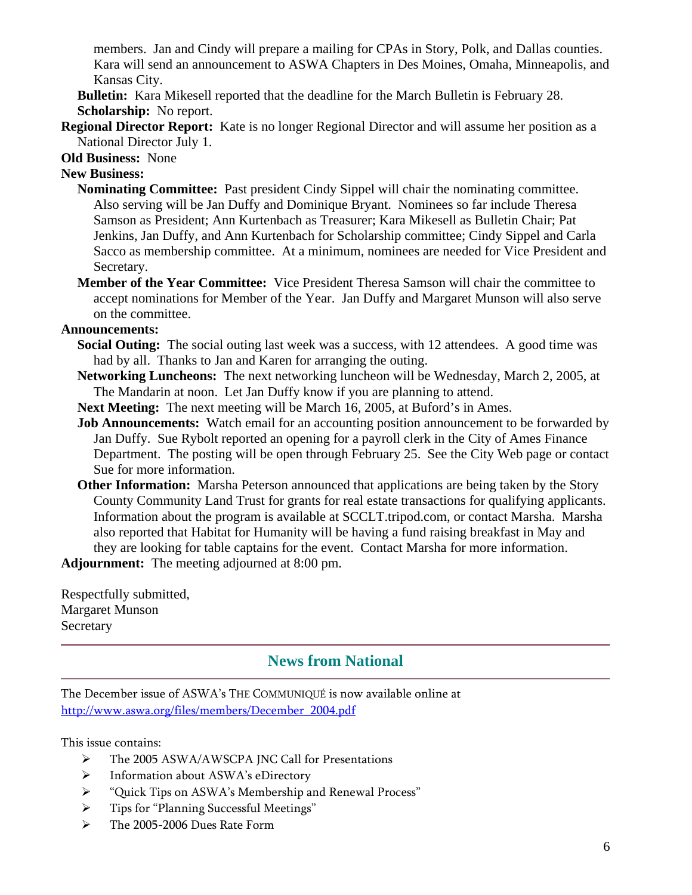members. Jan and Cindy will prepare a mailing for CPAs in Story, Polk, and Dallas counties. Kara will send an announcement to ASWA Chapters in Des Moines, Omaha, Minneapolis, and Kansas City.

**Bulletin:** Kara Mikesell reported that the deadline for the March Bulletin is February 28.

**Scholarship:** No report.

**Regional Director Report:** Kate is no longer Regional Director and will assume her position as a National Director July 1.

**Old Business:** None

**New Business:**

**Nominating Committee:** Past president Cindy Sippel will chair the nominating committee. Also serving will be Jan Duffy and Dominique Bryant. Nominees so far include Theresa Samson as President; Ann Kurtenbach as Treasurer; Kara Mikesell as Bulletin Chair; Pat Jenkins, Jan Duffy, and Ann Kurtenbach for Scholarship committee; Cindy Sippel and Carla Sacco as membership committee. At a minimum, nominees are needed for Vice President and Secretary.

**Member of the Year Committee:** Vice President Theresa Samson will chair the committee to accept nominations for Member of the Year. Jan Duffy and Margaret Munson will also serve on the committee.

**Announcements:**

**Social Outing:** The social outing last week was a success, with 12 attendees. A good time was had by all. Thanks to Jan and Karen for arranging the outing.

**Networking Luncheons:** The next networking luncheon will be Wednesday, March 2, 2005, at The Mandarin at noon. Let Jan Duffy know if you are planning to attend.

**Next Meeting:** The next meeting will be March 16, 2005, at Buford's in Ames.

**Job Announcements:** Watch email for an accounting position announcement to be forwarded by Jan Duffy. Sue Rybolt reported an opening for a payroll clerk in the City of Ames Finance Department. The posting will be open through February 25. See the City Web page or contact Sue for more information.

**Other Information:** Marsha Peterson announced that applications are being taken by the Story County Community Land Trust for grants for real estate transactions for qualifying applicants. Information about the program is available at SCCLT.tripod.com, or contact Marsha. Marsha also reported that Habitat for Humanity will be having a fund raising breakfast in May and they are looking for table captains for the event. Contact Marsha for more information.

**Adjournment:** The meeting adjourned at 8:00 pm.

Respectfully submitted,
Margaret Munson
Secretary

---

## News from National

---

The December issue of ASWA's THE COMMUNIQUÉ is now available online at [http://www.aswa.org/files/members/December_2004.pdf](http://www.aswa.org/files/members/December_2004.pdf)

This issue contains:

- The 2005 ASWA/AWSCPA JNC Call for Presentations
- Information about ASWA's eDirectory
- "Quick Tips on ASWA's Membership and Renewal Process"
- Tips for "Planning Successful Meetings"
- The 2005-2006 Dues Rate Form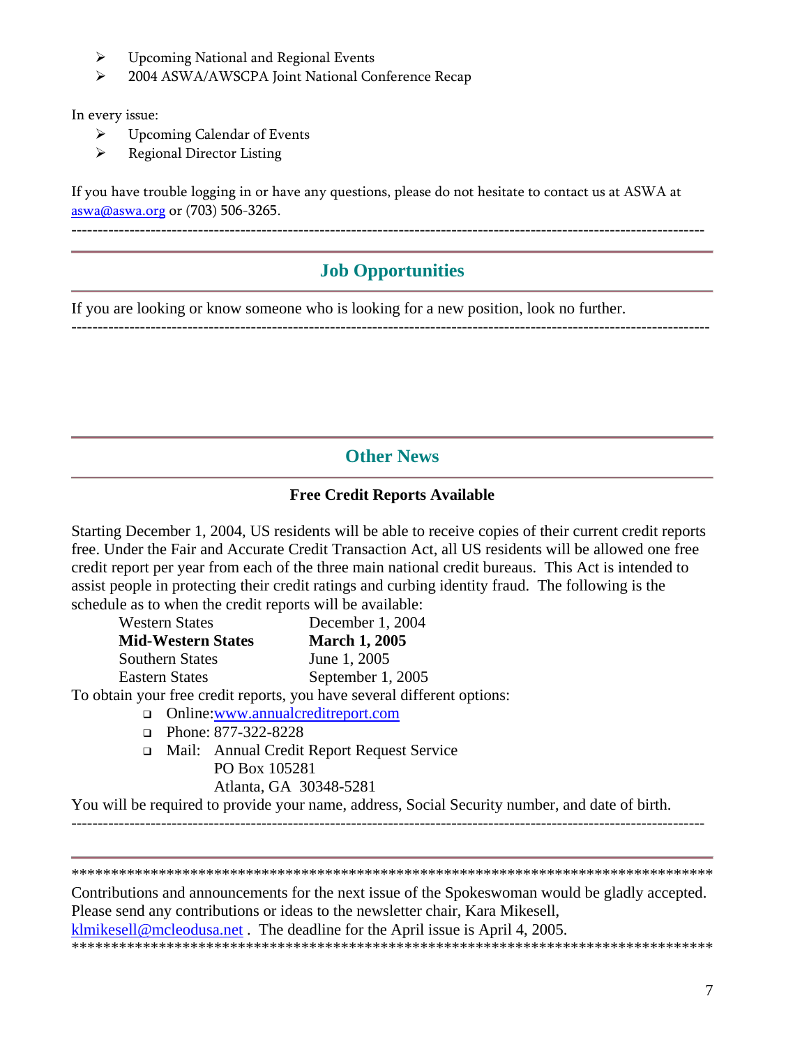- Upcoming National and Regional Events
- 2004 ASWA/AWSCPA Joint National Conference Recap

In every issue:

- Upcoming Calendar of Events
- Regional Director Listing

If you have trouble logging in or have any questions, please do not hesitate to contact us at ASWA at aswa@aswa.org or (703) 506-3265.

---

## Job Opportunities

If you are looking or know someone who is looking for a new position, look no further.

---

## Other News

### Free Credit Reports Available

Starting December 1, 2004, US residents will be able to receive copies of their current credit reports free. Under the Fair and Accurate Credit Transaction Act, all US residents will be allowed one free credit report per year from each of the three main national credit bureaus. This Act is intended to assist people in protecting their credit ratings and curbing identity fraud. The following is the schedule as to when the credit reports will be available:

| | |
|---|---|
| Western States | December 1, 2004 |
| **Mid-Western States** | **March 1, 2005** |
| Southern States | June 1, 2005 |
| Eastern States | September 1, 2005 |

To obtain your free credit reports, you have several different options:

- Online:www.annualcreditreport.com
- Phone: 877-322-8228
- Mail: Annual Credit Report Request Service
  PO Box 105281
  Atlanta, GA 30348-5281

You will be required to provide your name, address, Social Security number, and date of birth.

---

Contributions and announcements for the next issue of the Spokeswoman would be gladly accepted. Please send any contributions or ideas to the newsletter chair, Kara Mikesell, klmikesell@mcleodusa.net . The deadline for the April issue is April 4, 2005.